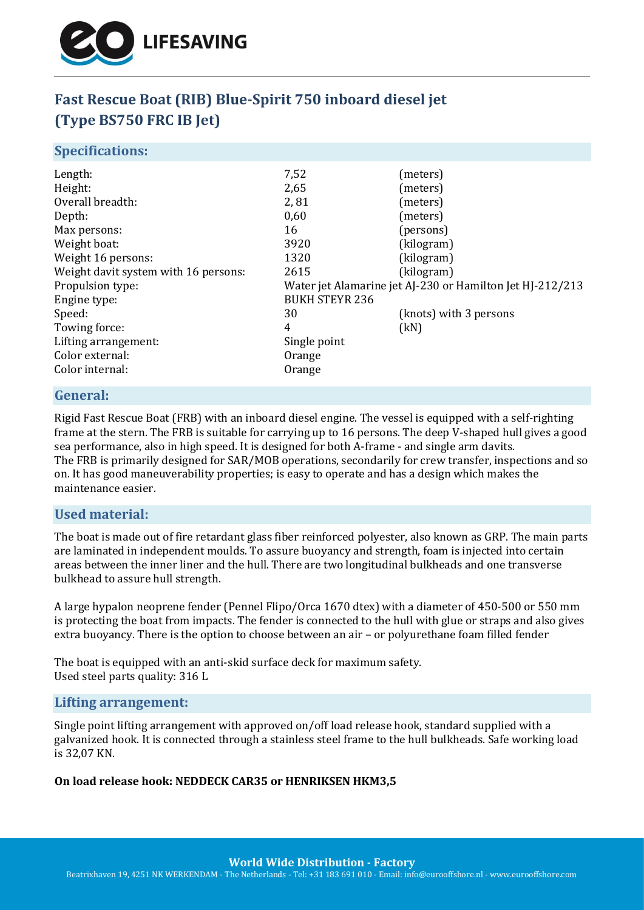# Fast Rescue Boat (RIB) Blue-Spirit 750 inboard diesel jet (Type BS750 FRC IB Jet)

## Specifications:

| | | |
|---|---|---|
| Length: | 7,52 | (meters) |
| Height: | 2,65 | (meters) |
| Overall breadth: | 2, 81 | (meters) |
| Depth: | 0,60 | (meters) |
| Max persons: | 16 | (persons) |
| Weight boat: | 3920 | (kilogram) |
| Weight 16 persons: | 1320 | (kilogram) |
| Weight davit system with 16 persons: | 2615 | (kilogram) |
| Propulsion type: | Water jet Alamarine jet AJ-230 or Hamilton Jet HJ-212/213 | |
| Engine type: | BUKH STEYR 236 | |
| Speed: | 30 | (knots) with 3 persons |
| Towing force: | 4 | (kN) |
| Lifting arrangement: | Single point | |
| Color external: | Orange | |
| Color internal: | Orange | |

## General:

Rigid Fast Rescue Boat (FRB) with an inboard diesel engine. The vessel is equipped with a self-righting frame at the stern. The FRB is suitable for carrying up to 16 persons. The deep V-shaped hull gives a good sea performance, also in high speed. It is designed for both A-frame - and single arm davits.
The FRB is primarily designed for SAR/MOB operations, secondarily for crew transfer, inspections and so on. It has good maneuverability properties; is easy to operate and has a design which makes the maintenance easier.

## Used material:

The boat is made out of fire retardant glass fiber reinforced polyester, also known as GRP. The main parts are laminated in independent moulds. To assure buoyancy and strength, foam is injected into certain areas between the inner liner and the hull. There are two longitudinal bulkheads and one transverse bulkhead to assure hull strength.

A large hypalon neoprene fender (Pennel Flipo/Orca 1670 dtex) with a diameter of 450-500 or 550 mm is protecting the boat from impacts. The fender is connected to the hull with glue or straps and also gives extra buoyancy. There is the option to choose between an air – or polyurethane foam filled fender

The boat is equipped with an anti-skid surface deck for maximum safety.
Used steel parts quality: 316 L

## Lifting arrangement:

Single point lifting arrangement with approved on/off load release hook, standard supplied with a galvanized hook. It is connected through a stainless steel frame to the hull bulkheads. Safe working load is 32,07 KN.

**On load release hook: NEDDECK CAR35 or HENRIKSEN HKM3,5**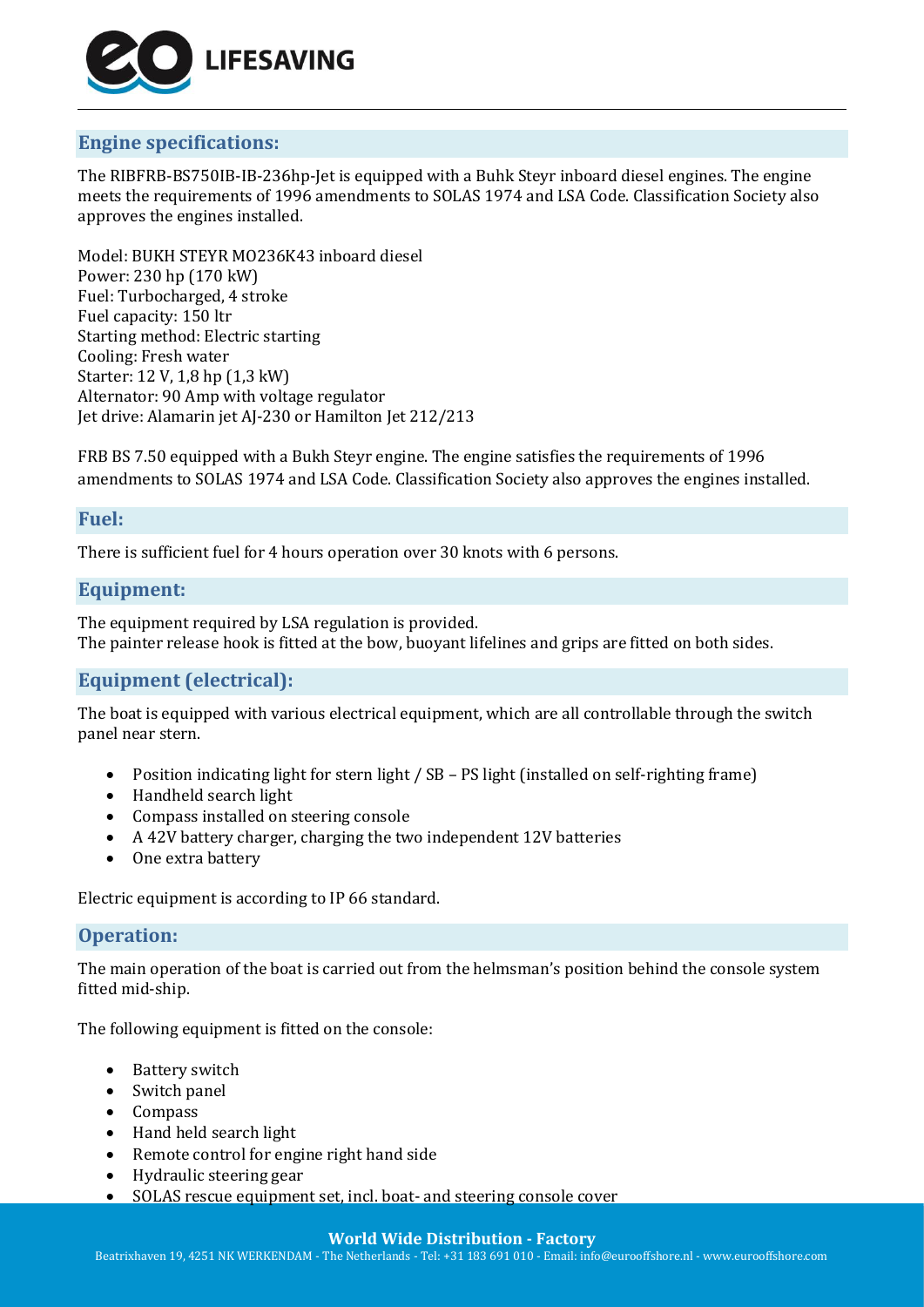## Engine specifications:

The RIBFRB-BS750IB-IB-236hp-Jet is equipped with a Buhk Steyr inboard diesel engines. The engine meets the requirements of 1996 amendments to SOLAS 1974 and LSA Code. Classification Society also approves the engines installed.

Model: BUKH STEYR MO236K43 inboard diesel
Power: 230 hp (170 kW)
Fuel: Turbocharged, 4 stroke
Fuel capacity: 150 ltr
Starting method: Electric starting
Cooling: Fresh water
Starter: 12 V, 1,8 hp (1,3 kW)
Alternator: 90 Amp with voltage regulator
Jet drive: Alamarin jet AJ-230 or Hamilton Jet 212/213

FRB BS 7.50 equipped with a Bukh Steyr engine. The engine satisfies the requirements of 1996 amendments to SOLAS 1974 and LSA Code. Classification Society also approves the engines installed.

## Fuel:

There is sufficient fuel for 4 hours operation over 30 knots with 6 persons.

## Equipment:

The equipment required by LSA regulation is provided.
The painter release hook is fitted at the bow, buoyant lifelines and grips are fitted on both sides.

## Equipment (electrical):

The boat is equipped with various electrical equipment, which are all controllable through the switch panel near stern.

- Position indicating light for stern light / SB – PS light (installed on self-righting frame)
- Handheld search light
- Compass installed on steering console
- A 42V battery charger, charging the two independent 12V batteries
- One extra battery

Electric equipment is according to IP 66 standard.

## Operation:

The main operation of the boat is carried out from the helmsman's position behind the console system fitted mid-ship.

The following equipment is fitted on the console:

- Battery switch
- Switch panel
- Compass
- Hand held search light
- Remote control for engine right hand side
- Hydraulic steering gear
- SOLAS rescue equipment set, incl. boat- and steering console cover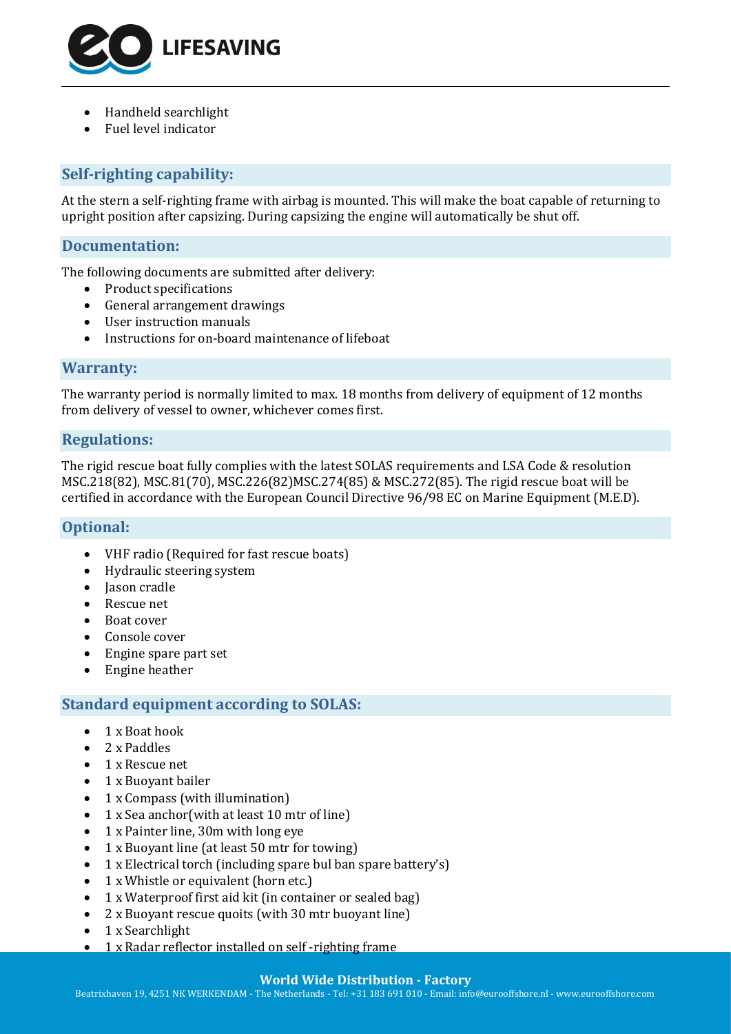- Handheld searchlight
- Fuel level indicator

## Self-righting capability:

At the stern a self-righting frame with airbag is mounted. This will make the boat capable of returning to upright position after capsizing. During capsizing the engine will automatically be shut off.

## Documentation:

The following documents are submitted after delivery:

- Product specifications
- General arrangement drawings
- User instruction manuals
- Instructions for on-board maintenance of lifeboat

## Warranty:

The warranty period is normally limited to max. 18 months from delivery of equipment of 12 months from delivery of vessel to owner, whichever comes first.

## Regulations:

The rigid rescue boat fully complies with the latest SOLAS requirements and LSA Code & resolution MSC.218(82), MSC.81(70), MSC.226(82)MSC.274(85) & MSC.272(85). The rigid rescue boat will be certified in accordance with the European Council Directive 96/98 EC on Marine Equipment (M.E.D).

## Optional:

- VHF radio (Required for fast rescue boats)
- Hydraulic steering system
- Jason cradle
- Rescue net
- Boat cover
- Console cover
- Engine spare part set
- Engine heather

## Standard equipment according to SOLAS:

- 1 x Boat hook
- 2 x Paddles
- 1 x Rescue net
- 1 x Buoyant bailer
- 1 x Compass (with illumination)
- 1 x Sea anchor(with at least 10 mtr of line)
- 1 x Painter line, 30m with long eye
- 1 x Buoyant line (at least 50 mtr for towing)
- 1 x Electrical torch (including spare bul ban spare battery's)
- 1 x Whistle or equivalent (horn etc.)
- 1 x Waterproof first aid kit (in container or sealed bag)
- 2 x Buoyant rescue quoits (with 30 mtr buoyant line)
- 1 x Searchlight
- 1 x Radar reflector installed on self -righting frame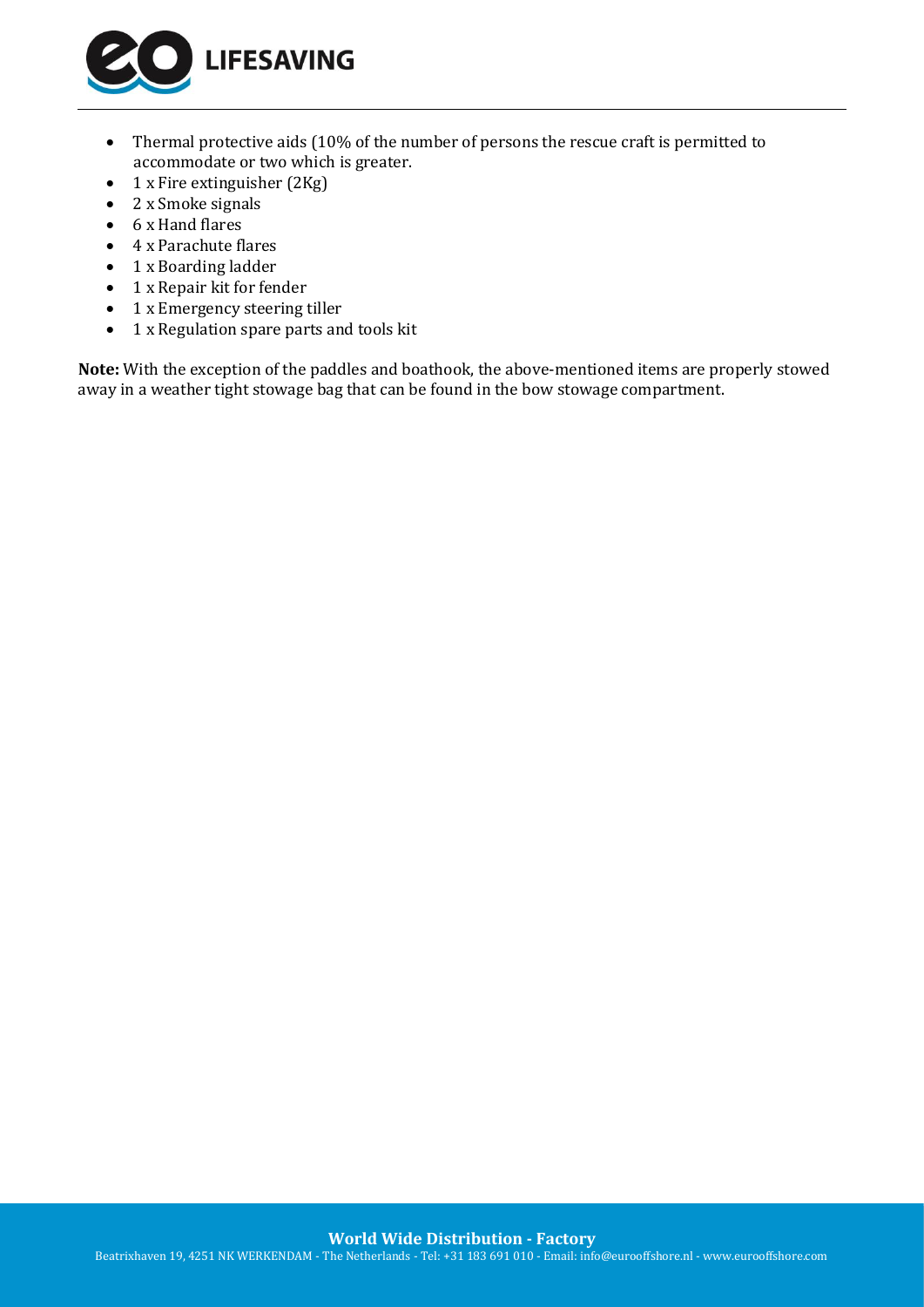- Thermal protective aids (10% of the number of persons the rescue craft is permitted to accommodate or two which is greater.
- 1 x Fire extinguisher (2Kg)
- 2 x Smoke signals
- 6 x Hand flares
- 4 x Parachute flares
- 1 x Boarding ladder
- 1 x Repair kit for fender
- 1 x Emergency steering tiller
- 1 x Regulation spare parts and tools kit

**Note:** With the exception of the paddles and boathook, the above-mentioned items are properly stowed away in a weather tight stowage bag that can be found in the bow stowage compartment.